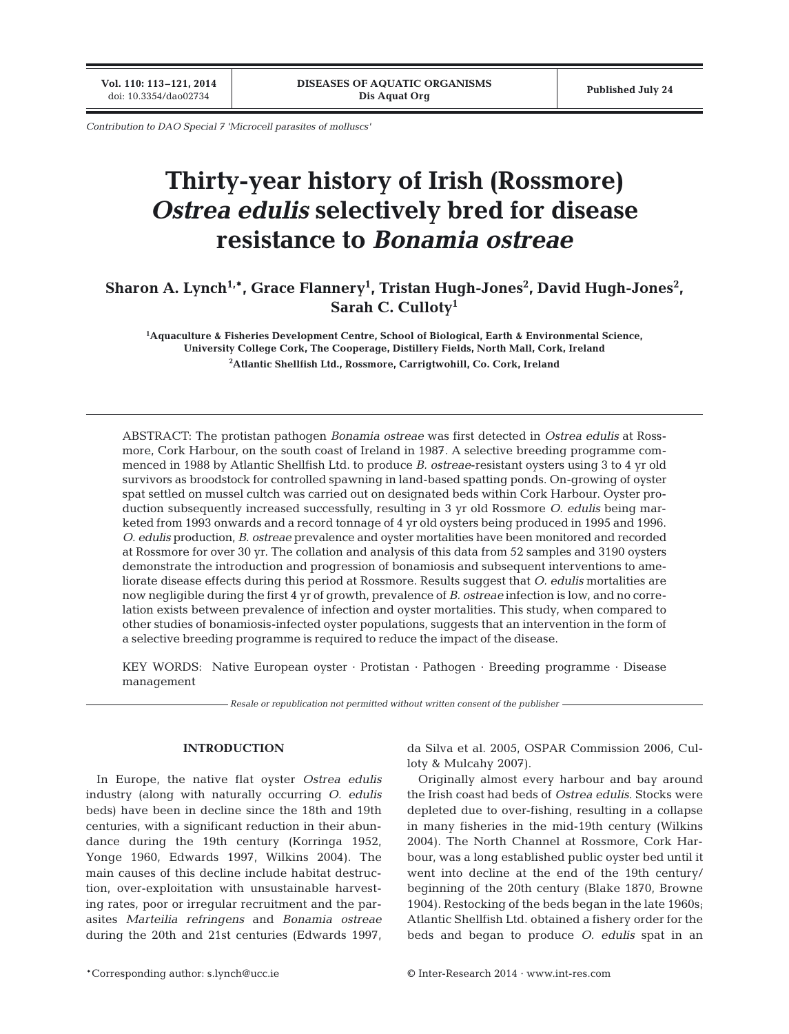Contribution to DAO Special 7 'Microcell parasites of molluscs'

# Thirty-year history of Irish (Rossmore) *Ostrea edulis* selectively bred for disease resistance to *Bonamia ostreae*

**Sharon A. Lynch[1,*], Grace Flannery[1], Tristan Hugh-Jones[2], David Hugh-Jones[2], Sarah C. Culloty[1]**

[1]Aquaculture & Fisheries Development Centre, School of Biological, Earth & Environmental Science, University College Cork, The Cooperage, Distillery Fields, North Mall, Cork, Ireland

[2]Atlantic Shellfish Ltd., Rossmore, Carrigtwohill, Co. Cork, Ireland

ABSTRACT: The protistan pathogen *Bonamia ostreae* was first detected in *Ostrea edulis* at Rossmore, Cork Harbour, on the south coast of Ireland in 1987. A selective breeding programme commenced in 1988 by Atlantic Shellfish Ltd. to produce *B. ostreae*-resistant oysters using 3 to 4 yr old survivors as broodstock for controlled spawning in land-based spatting ponds. On-growing of oyster spat settled on mussel cultch was carried out on designated beds within Cork Harbour. Oyster production subsequently increased successfully, resulting in 3 yr old Rossmore *O. edulis* being marketed from 1993 onwards and a record tonnage of 4 yr old oysters being produced in 1995 and 1996. *O. edulis* production, *B. ostreae* prevalence and oyster mortalities have been monitored and recorded at Rossmore for over 30 yr. The collation and analysis of this data from 52 samples and 3190 oysters demonstrate the introduction and progression of bonamiosis and subsequent interventions to ameliorate disease effects during this period at Rossmore. Results suggest that *O. edulis* mortalities are now negligible during the first 4 yr of growth, prevalence of *B. ostreae* infection is low, and no correlation exists between prevalence of infection and oyster mortalities. This study, when compared to other studies of bonamiosis-infected oyster populations, suggests that an intervention in the form of a selective breeding programme is required to reduce the impact of the disease.

KEY WORDS: Native European oyster · Protistan · Pathogen · Breeding programme · Disease management

*Resale or republication not permitted without written consent of the publisher*

## INTRODUCTION

In Europe, the native flat oyster *Ostrea edulis* industry (along with naturally occurring *O. edulis* beds) have been in decline since the 18th and 19th centuries, with a significant reduction in their abundance during the 19th century (Korringa 1952, Yonge 1960, Edwards 1997, Wilkins 2004). The main causes of this decline include habitat destruction, over-exploitation with unsustainable harvesting rates, poor or irregular recruitment and the parasites *Marteilia refringens* and *Bonamia ostreae* during the 20th and 21st centuries (Edwards 1997, da Silva et al. 2005, OSPAR Commission 2006, Culloty & Mulcahy 2007).

Originally almost every harbour and bay around the Irish coast had beds of *Ostrea edulis*. Stocks were depleted due to over-fishing, resulting in a collapse in many fisheries in the mid-19th century (Wilkins 2004). The North Channel at Rossmore, Cork Harbour, was a long established public oyster bed until it went into decline at the end of the 19th century/beginning of the 20th century (Blake 1870, Browne 1904). Restocking of the beds began in the late 1960s; Atlantic Shellfish Ltd. obtained a fishery order for the beds and began to produce *O. edulis* spat in an

*Corresponding author: s.lynch@ucc.ie

© Inter-Research 2014 · www.int-res.com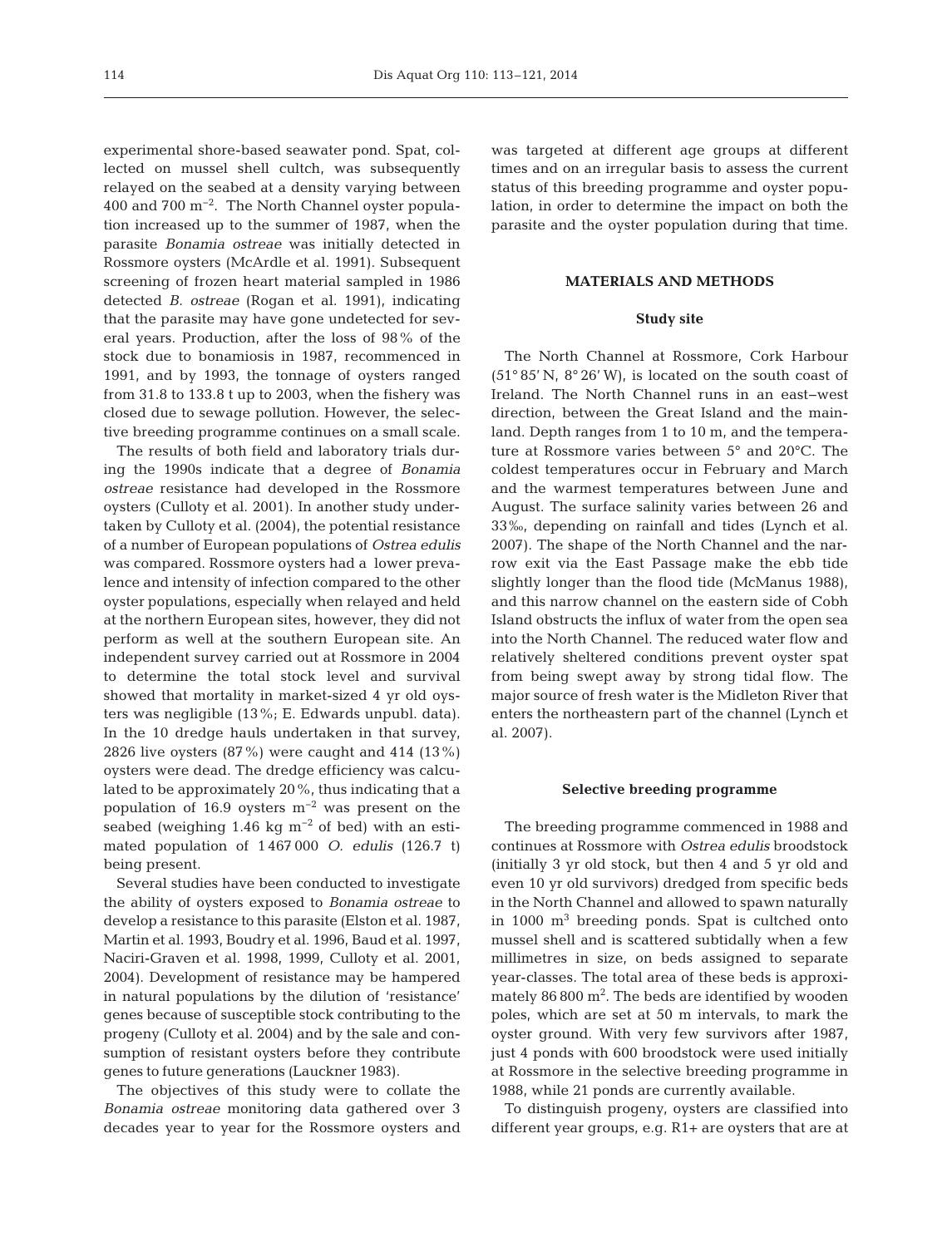experimental shore-based seawater pond. Spat, collected on mussel shell cultch, was subsequently relayed on the seabed at a density varying between 400 and 700 $m^{-2}$. The North Channel oyster population increased up to the summer of 1987, when the parasite *Bonamia ostreae* was initially detected in Rossmore oysters (McArdle et al. 1991). Subsequent screening of frozen heart material sampled in 1986 detected *B. ostreae* (Rogan et al. 1991), indicating that the parasite may have gone undetected for several years. Production, after the loss of 98% of the stock due to bonamiosis in 1987, recommenced in 1991, and by 1993, the tonnage of oysters ranged from 31.8 to 133.8 t up to 2003, when the fishery was closed due to sewage pollution. However, the selective breeding programme continues on a small scale.

The results of both field and laboratory trials during the 1990s indicate that a degree of *Bonamia ostreae* resistance had developed in the Rossmore oysters (Culloty et al. 2001). In another study undertaken by Culloty et al. (2004), the potential resistance of a number of European populations of *Ostrea edulis* was compared. Rossmore oysters had a lower prevalence and intensity of infection compared to the other oyster populations, especially when relayed and held at the northern European sites, however, they did not perform as well at the southern European site. An independent survey carried out at Rossmore in 2004 to determine the total stock level and survival showed that mortality in market-sized 4 yr old oysters was negligible (13%; E. Edwards unpubl. data). In the 10 dredge hauls undertaken in that survey, 2826 live oysters (87%) were caught and 414 (13%) oysters were dead. The dredge efficiency was calculated to be approximately 20%, thus indicating that a population of 16.9 oysters $m^{-2}$ was present on the seabed (weighing 1.46 kg $m^{-2}$ of bed) with an estimated population of 1 467 000 *O. edulis* (126.7 t) being present.

Several studies have been conducted to investigate the ability of oysters exposed to *Bonamia ostreae* to develop a resistance to this parasite (Elston et al. 1987, Martin et al. 1993, Boudry et al. 1996, Baud et al. 1997, Naciri-Graven et al. 1998, 1999, Culloty et al. 2001, 2004). Development of resistance may be hampered in natural populations by the dilution of 'resistance' genes because of susceptible stock contributing to the progeny (Culloty et al. 2004) and by the sale and consumption of resistant oysters before they contribute genes to future generations (Lauckner 1983).

The objectives of this study were to collate the *Bonamia ostreae* monitoring data gathered over 3 decades year to year for the Rossmore oysters and was targeted at different age groups at different times and on an irregular basis to assess the current status of this breeding programme and oyster population, in order to determine the impact on both the parasite and the oyster population during that time.

## MATERIALS AND METHODS

### Study site

The North Channel at Rossmore, Cork Harbour (51° 85′ N, 8° 26′ W), is located on the south coast of Ireland. The North Channel runs in an east–west direction, between the Great Island and the mainland. Depth ranges from 1 to 10 m, and the temperature at Rossmore varies between 5° and 20°C. The coldest temperatures occur in February and March and the warmest temperatures between June and August. The surface salinity varies between 26 and 33‰, depending on rainfall and tides (Lynch et al. 2007). The shape of the North Channel and the narrow exit via the East Passage make the ebb tide slightly longer than the flood tide (McManus 1988), and this narrow channel on the eastern side of Cobh Island obstructs the influx of water from the open sea into the North Channel. The reduced water flow and relatively sheltered conditions prevent oyster spat from being swept away by strong tidal flow. The major source of fresh water is the Midleton River that enters the northeastern part of the channel (Lynch et al. 2007).

### Selective breeding programme

The breeding programme commenced in 1988 and continues at Rossmore with *Ostrea edulis* broodstock (initially 3 yr old stock, but then 4 and 5 yr old and even 10 yr old survivors) dredged from specific beds in the North Channel and allowed to spawn naturally in 1000 $m^3$ breeding ponds. Spat is cultched onto mussel shell and is scattered subtidally when a few millimetres in size, on beds assigned to separate year-classes. The total area of these beds is approximately 86 800 $m^2$. The beds are identified by wooden poles, which are set at 50 m intervals, to mark the oyster ground. With very few survivors after 1987, just 4 ponds with 600 broodstock were used initially at Rossmore in the selective breeding programme in 1988, while 21 ponds are currently available.

To distinguish progeny, oysters are classified into different year groups, e.g. R1+ are oysters that are at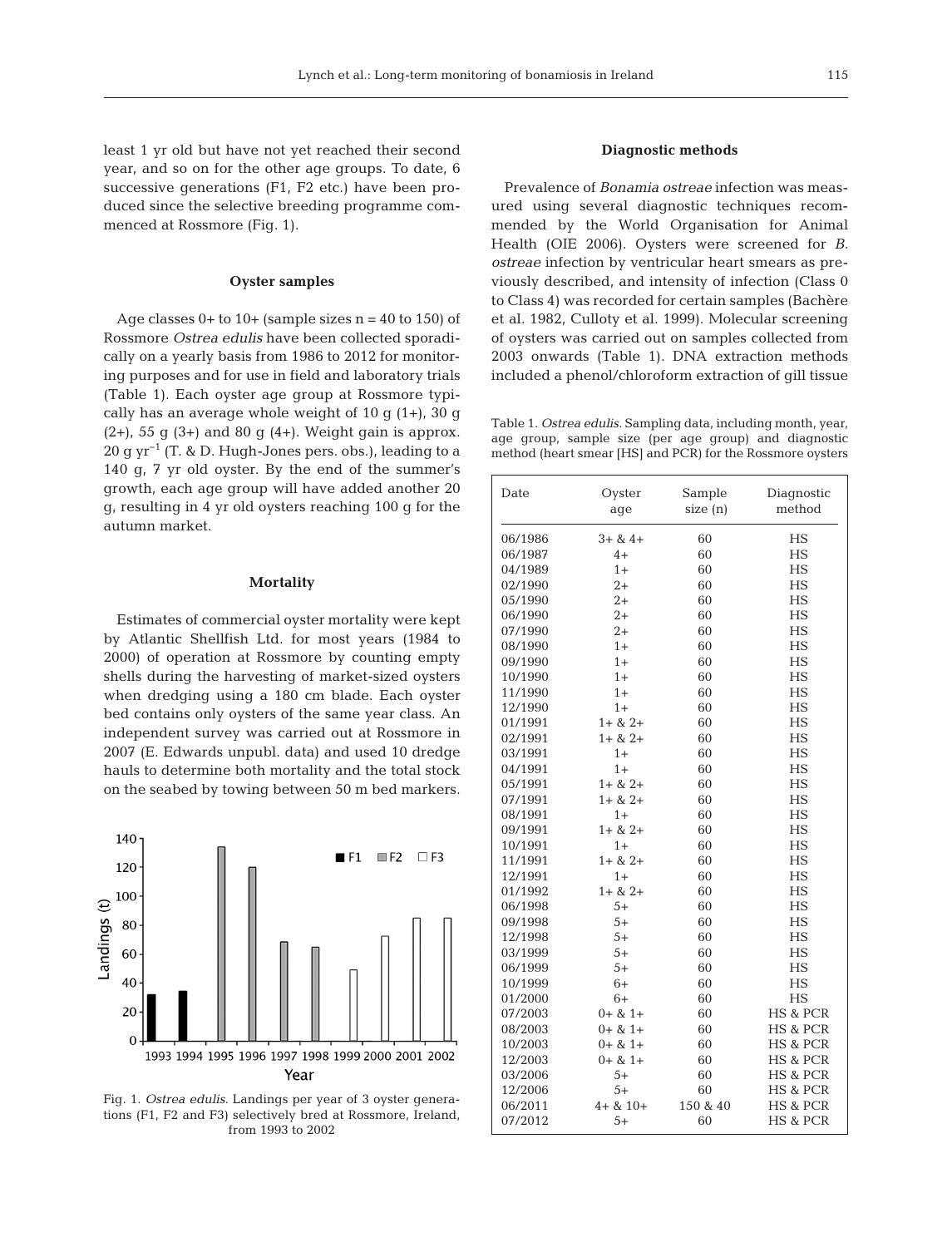least 1 yr old but have not yet reached their second year, and so on for the other age groups. To date, 6 successive generations (F1, F2 etc.) have been produced since the selective breeding programme commenced at Rossmore (Fig. 1).

### Oyster samples

Age classes 0+ to 10+ (sample sizes n = 40 to 150) of Rossmore *Ostrea edulis* have been collected sporadically on a yearly basis from 1986 to 2012 for monitoring purposes and for use in field and laboratory trials (Table 1). Each oyster age group at Rossmore typically has an average whole weight of 10 g (1+), 30 g (2+), 55 g (3+) and 80 g (4+). Weight gain is approx. 20 g $yr^{-1}$ (T. & D. Hugh-Jones pers. obs.), leading to a 140 g, 7 yr old oyster. By the end of the summer's growth, each age group will have added another 20 g, resulting in 4 yr old oysters reaching 100 g for the autumn market.

### Mortality

Estimates of commercial oyster mortality were kept by Atlantic Shellfish Ltd. for most years (1984 to 2000) of operation at Rossmore by counting empty shells during the harvesting of market-sized oysters when dredging using a 180 cm blade. Each oyster bed contains only oysters of the same year class. An independent survey was carried out at Rossmore in 2007 (E. Edwards unpubl. data) and used 10 dredge hauls to determine both mortality and the total stock on the seabed by towing between 50 m bed markers.

Fig. 1. *Ostrea edulis*. Landings per year of 3 oyster generations (F1, F2 and F3) selectively bred at Rossmore, Ireland, from 1993 to 2002

### Diagnostic methods

Prevalence of *Bonamia ostreae* infection was measured using several diagnostic techniques recommended by the World Organisation for Animal Health (OIE 2006). Oysters were screened for *B. ostreae* infection by ventricular heart smears as previously described, and intensity of infection (Class 0 to Class 4) was recorded for certain samples (Bachère et al. 1982, Culloty et al. 1999). Molecular screening of oysters was carried out on samples collected from 2003 onwards (Table 1). DNA extraction methods included a phenol/chloroform extraction of gill tissue

Table 1. *Ostrea edulis*. Sampling data, including month, year, age group, sample size (per age group) and diagnostic method (heart smear [HS] and PCR) for the Rossmore oysters

| Date | Oyster age | Sample size (n) | Diagnostic method |
|---|---|---|---|
| 06/1986 | 3+ & 4+ | 60 | HS |
| 06/1987 | 4+ | 60 | HS |
| 04/1989 | 1+ | 60 | HS |
| 02/1990 | 2+ | 60 | HS |
| 05/1990 | 2+ | 60 | HS |
| 06/1990 | 2+ | 60 | HS |
| 07/1990 | 2+ | 60 | HS |
| 08/1990 | 1+ | 60 | HS |
| 09/1990 | 1+ | 60 | HS |
| 10/1990 | 1+ | 60 | HS |
| 11/1990 | 1+ | 60 | HS |
| 12/1990 | 1+ | 60 | HS |
| 01/1991 | 1+ & 2+ | 60 | HS |
| 02/1991 | 1+ & 2+ | 60 | HS |
| 03/1991 | 1+ | 60 | HS |
| 04/1991 | 1+ | 60 | HS |
| 05/1991 | 1+ & 2+ | 60 | HS |
| 07/1991 | 1+ & 2+ | 60 | HS |
| 08/1991 | 1+ | 60 | HS |
| 09/1991 | 1+ & 2+ | 60 | HS |
| 10/1991 | 1+ | 60 | HS |
| 11/1991 | 1+ & 2+ | 60 | HS |
| 12/1991 | 1+ | 60 | HS |
| 01/1992 | 1+ & 2+ | 60 | HS |
| 06/1998 | 5+ | 60 | HS |
| 09/1998 | 5+ | 60 | HS |
| 12/1998 | 5+ | 60 | HS |
| 03/1999 | 5+ | 60 | HS |
| 06/1999 | 5+ | 60 | HS |
| 10/1999 | 6+ | 60 | HS |
| 01/2000 | 6+ | 60 | HS |
| 07/2003 | 0+ & 1+ | 60 | HS & PCR |
| 08/2003 | 0+ & 1+ | 60 | HS & PCR |
| 10/2003 | 0+ & 1+ | 60 | HS & PCR |
| 12/2003 | 0+ & 1+ | 60 | HS & PCR |
| 03/2006 | 5+ | 60 | HS & PCR |
| 12/2006 | 5+ | 60 | HS & PCR |
| 06/2011 | 4+ & 10+ | 150 & 40 | HS & PCR |
| 07/2012 | 5+ | 60 | HS & PCR |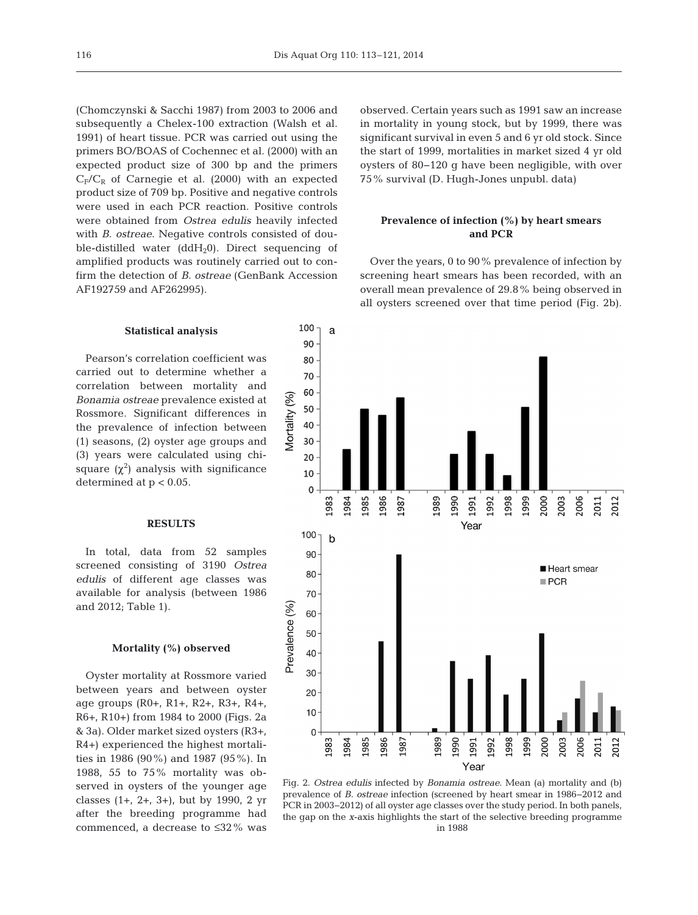(Chomczynski & Sacchi 1987) from 2003 to 2006 and subsequently a Chelex-100 extraction (Walsh et al. 1991) of heart tissue. PCR was carried out using the primers BO/BOAS of Cochennec et al. (2000) with an expected product size of 300 bp and the primers $C_F/C_R$ of Carnegie et al. (2000) with an expected product size of 709 bp. Positive and negative controls were used in each PCR reaction. Positive controls were obtained from *Ostrea edulis* heavily infected with *B. ostreae*. Negative controls consisted of double-distilled water ($ddH_20$). Direct sequencing of amplified products was routinely carried out to confirm the detection of *B. ostreae* (GenBank Accession AF192759 and AF262995).

### Statistical analysis

Pearson's correlation coefficient was carried out to determine whether a correlation between mortality and *Bonamia ostreae* prevalence existed at Rossmore. Significant differences in the prevalence of infection between (1) seasons, (2) oyster age groups and (3) years were calculated using chi-square ($\chi^2$) analysis with significance determined at $p < 0.05$.

## RESULTS

In total, data from 52 samples screened consisting of 3190 *Ostrea edulis* of different age classes was available for analysis (between 1986 and 2012; Table 1).

### Mortality (%) observed

Oyster mortality at Rossmore varied between years and between oyster age groups (R0+, R1+, R2+, R3+, R4+, R6+, R10+) from 1984 to 2000 (Figs. 2a & 3a). Older market sized oysters (R3+, R4+) experienced the highest mortalities in 1986 (90%) and 1987 (95%). In 1988, 55 to 75% mortality was observed in oysters of the younger age classes (1+, 2+, 3+), but by 1990, 2 yr after the breeding programme had commenced, a decrease to ≤32% was observed. Certain years such as 1991 saw an increase in mortality in young stock, but by 1999, there was significant survival in even 5 and 6 yr old stock. Since the start of 1999, mortalities in market sized 4 yr old oysters of 80–120 g have been negligible, with over 75% survival (D. Hugh-Jones unpubl. data)

### Prevalence of infection (%) by heart smears and PCR

Over the years, 0 to 90% prevalence of infection by screening heart smears has been recorded, with an overall mean prevalence of 29.8% being observed in all oysters screened over that time period (Fig. 2b).

Fig. 2. *Ostrea edulis* infected by *Bonamia ostreae*. Mean (a) mortality and (b) prevalence of *B. ostreae* infection (screened by heart smear in 1986–2012 and PCR in 2003–2012) of all oyster age classes over the study period. In both panels, the gap on the *x*-axis highlights the start of the selective breeding programme in 1988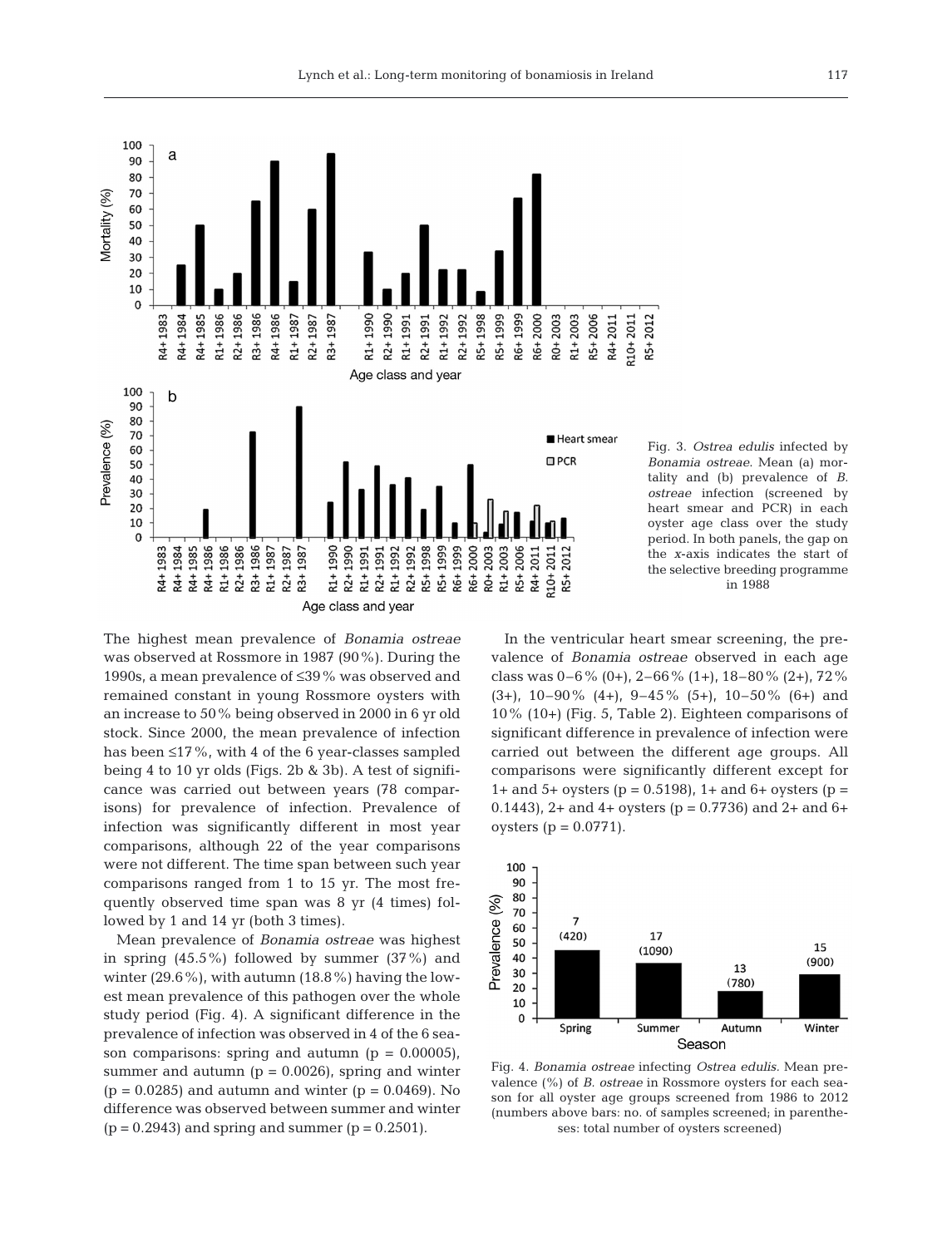Fig. 3. *Ostrea edulis* infected by *Bonamia ostreae*. Mean (a) mortality and (b) prevalence of *B. ostreae* infection (screened by heart smear and PCR) in each oyster age class over the study period. In both panels, the gap on the *x*-axis indicates the start of the selective breeding programme in 1988

The highest mean prevalence of *Bonamia ostreae* was observed at Rossmore in 1987 (90%). During the 1990s, a mean prevalence of ≤39% was observed and remained constant in young Rossmore oysters with an increase to 50% being observed in 2000 in 6 yr old stock. Since 2000, the mean prevalence of infection has been ≤17%, with 4 of the 6 year-classes sampled being 4 to 10 yr olds (Figs. 2b & 3b). A test of significance was carried out between years (78 comparisons) for prevalence of infection. Prevalence of infection was significantly different in most year comparisons, although 22 of the year comparisons were not different. The time span between such year comparisons ranged from 1 to 15 yr. The most frequently observed time span was 8 yr (4 times) followed by 1 and 14 yr (both 3 times).

Mean prevalence of *Bonamia ostreae* was highest in spring (45.5%) followed by summer (37%) and winter (29.6%), with autumn (18.8%) having the lowest mean prevalence of this pathogen over the whole study period (Fig. 4). A significant difference in the prevalence of infection was observed in 4 of the 6 season comparisons: spring and autumn ($p = 0.00005$), summer and autumn ($p = 0.0026$), spring and winter ($p = 0.0285$) and autumn and winter ($p = 0.0469$). No difference was observed between summer and winter ($p = 0.2943$) and spring and summer ($p = 0.2501$).

In the ventricular heart smear screening, the prevalence of *Bonamia ostreae* observed in each age class was 0–6% (0+), 2–66% (1+), 18–80% (2+), 72% (3+), 10–90% (4+), 9–45% (5+), 10–50% (6+) and 10% (10+) (Fig. 5, Table 2). Eighteen comparisons of significant difference in prevalence of infection were carried out between the different age groups. All comparisons were significantly different except for 1+ and 5+ oysters ($p = 0.5198$), 1+ and 6+ oysters ($p = 0.1443$), 2+ and 4+ oysters ($p = 0.7736$) and 2+ and 6+ oysters ($p = 0.0771$).

Fig. 4. *Bonamia ostreae* infecting *Ostrea edulis*. Mean prevalence (%) of *B. ostreae* in Rossmore oysters for each season for all oyster age groups screened from 1986 to 2012 (numbers above bars: no. of samples screened; in parentheses: total number of oysters screened)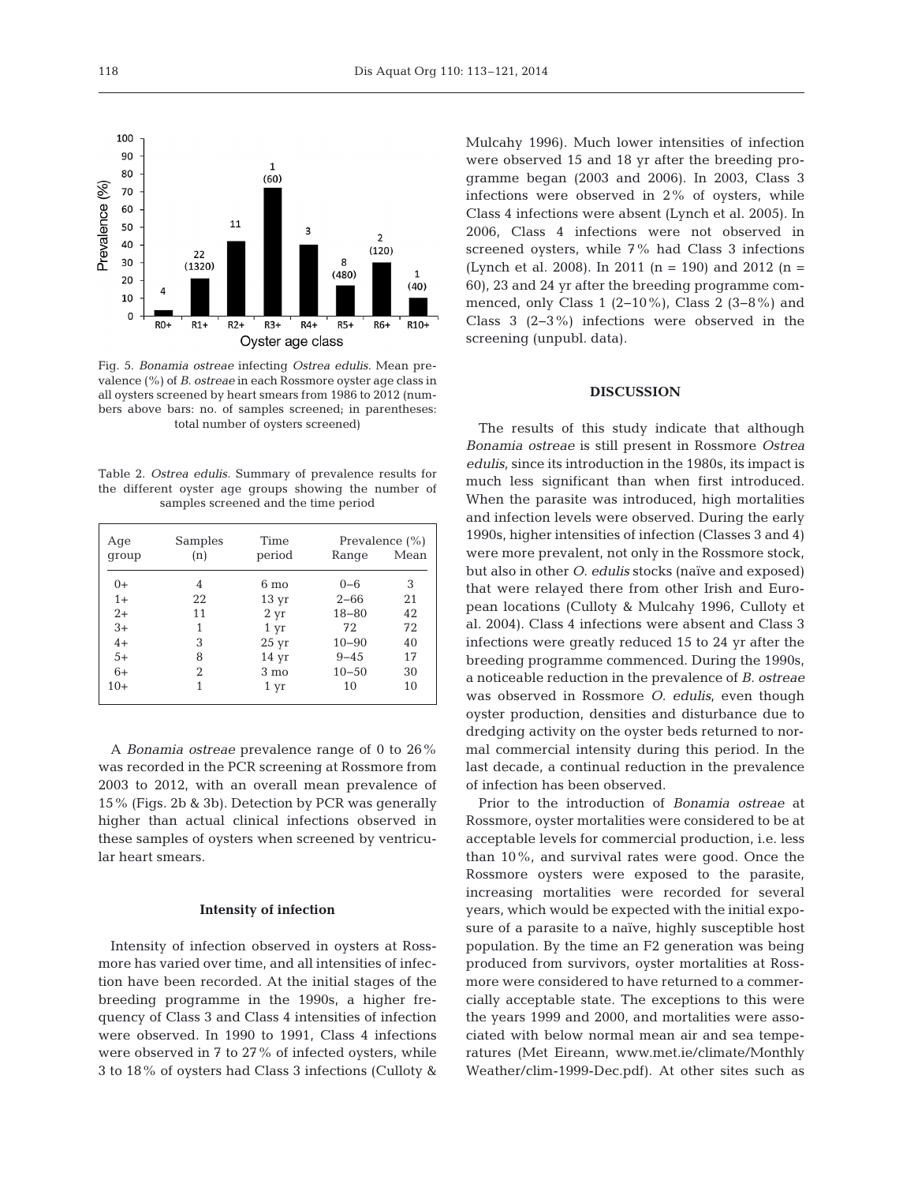Fig. 5. *Bonamia ostreae* infecting *Ostrea edulis*. Mean prevalence (%) of *B. ostreae* in each Rossmore oyster age class in all oysters screened by heart smears from 1986 to 2012 (numbers above bars: no. of samples screened; in parentheses: total number of oysters screened)

Table 2. *Ostrea edulis*. Summary of prevalence results for the different oyster age groups showing the number of samples screened and the time period

| Age group | Samples (n) | Time period | Prevalence (%) Range | Mean |
|---|---|---|---|---|
| 0+ | 4 | 6 mo | 0–6 | 3 |
| 1+ | 22 | 13 yr | 2–66 | 21 |
| 2+ | 11 | 2 yr | 18–80 | 42 |
| 3+ | 1 | 1 yr | 72 | 72 |
| 4+ | 3 | 25 yr | 10–90 | 40 |
| 5+ | 8 | 14 yr | 9–45 | 17 |
| 6+ | 2 | 3 mo | 10–50 | 30 |
| 10+ | 1 | 1 yr | 10 | 10 |

A *Bonamia ostreae* prevalence range of 0 to 26% was recorded in the PCR screening at Rossmore from 2003 to 2012, with an overall mean prevalence of 15% (Figs. 2b & 3b). Detection by PCR was generally higher than actual clinical infections observed in these samples of oysters when screened by ventricular heart smears.

### Intensity of infection

Intensity of infection observed in oysters at Rossmore has varied over time, and all intensities of infection have been recorded. At the initial stages of the breeding programme in the 1990s, a higher frequency of Class 3 and Class 4 intensities of infection were observed. In 1990 to 1991, Class 4 infections were observed in 7 to 27% of infected oysters, while 3 to 18% of oysters had Class 3 infections (Culloty & Mulcahy 1996). Much lower intensities of infection were observed 15 and 18 yr after the breeding programme began (2003 and 2006). In 2003, Class 3 infections were observed in 2% of oysters, while Class 4 infections were absent (Lynch et al. 2005). In 2006, Class 4 infections were not observed in screened oysters, while 7% had Class 3 infections (Lynch et al. 2008). In 2011 (n = 190) and 2012 (n = 60), 23 and 24 yr after the breeding programme commenced, only Class 1 (2–10%), Class 2 (3–8%) and Class 3 (2–3%) infections were observed in the screening (unpubl. data).

## DISCUSSION

The results of this study indicate that although *Bonamia ostreae* is still present in Rossmore *Ostrea edulis*, since its introduction in the 1980s, its impact is much less significant than when first introduced. When the parasite was introduced, high mortalities and infection levels were observed. During the early 1990s, higher intensities of infection (Classes 3 and 4) were more prevalent, not only in the Rossmore stock, but also in other *O. edulis* stocks (naïve and exposed) that were relayed there from other Irish and European locations (Culloty & Mulcahy 1996, Culloty et al. 2004). Class 4 infections were absent and Class 3 infections were greatly reduced 15 to 24 yr after the breeding programme commenced. During the 1990s, a noticeable reduction in the prevalence of *B. ostreae* was observed in Rossmore *O. edulis*, even though oyster production, densities and disturbance due to dredging activity on the oyster beds returned to normal commercial intensity during this period. In the last decade, a continual reduction in the prevalence of infection has been observed.

Prior to the introduction of *Bonamia ostreae* at Rossmore, oyster mortalities were considered to be at acceptable levels for commercial production, i.e. less than 10%, and survival rates were good. Once the Rossmore oysters were exposed to the parasite, increasing mortalities were recorded for several years, which would be expected with the initial exposure of a parasite to a naïve, highly susceptible host population. By the time an F2 generation was being produced from survivors, oyster mortalities at Rossmore were considered to have returned to a commercially acceptable state. The exceptions to this were the years 1999 and 2000, and mortalities were associated with below normal mean air and sea temperatures (Met Eireann, www.met.ie/climate/Monthly Weather/clim-1999-Dec.pdf). At other sites such as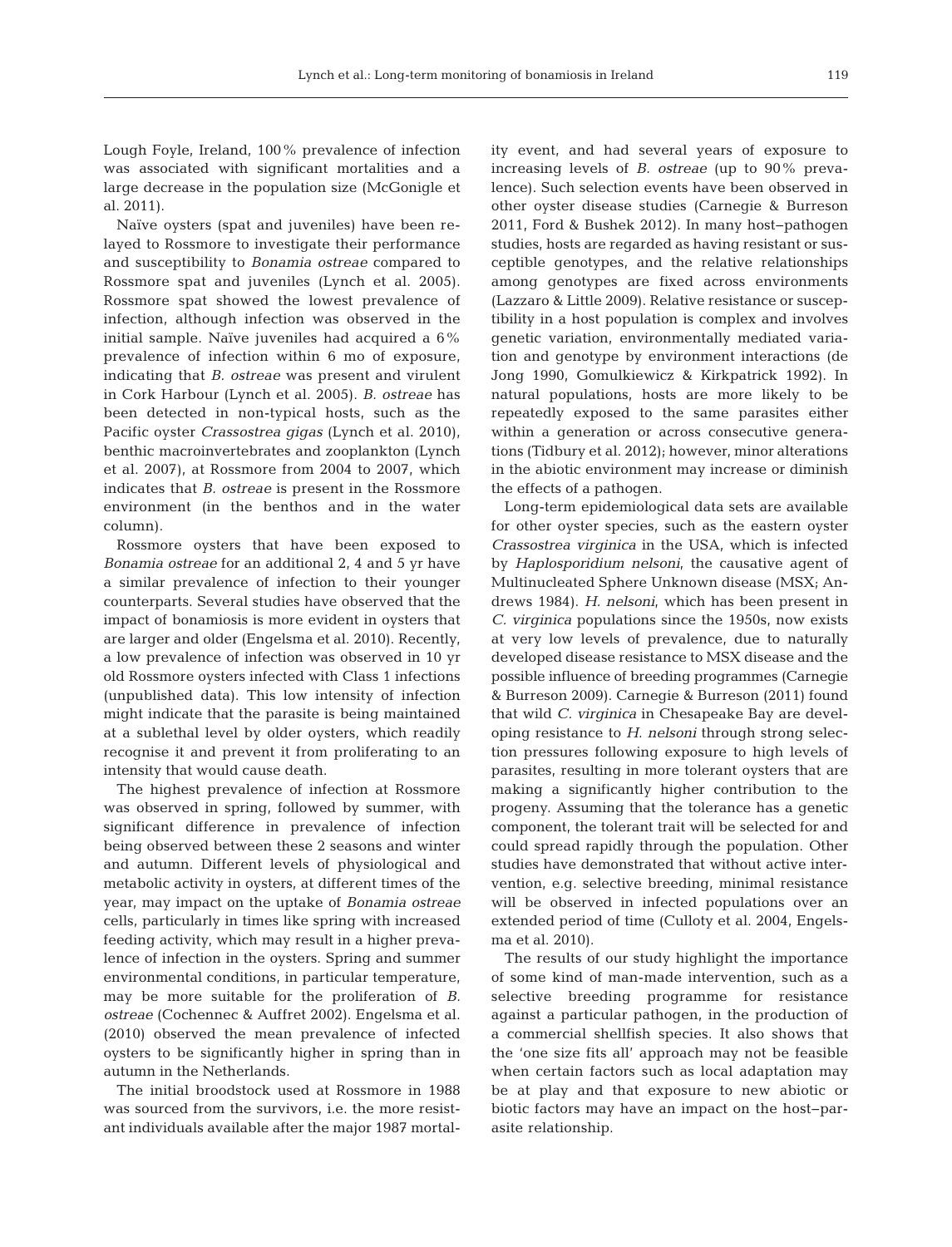Lough Foyle, Ireland, 100% prevalence of infection was associated with significant mortalities and a large decrease in the population size (McGonigle et al. 2011).

Naïve oysters (spat and juveniles) have been relayed to Rossmore to investigate their performance and susceptibility to *Bonamia ostreae* compared to Rossmore spat and juveniles (Lynch et al. 2005). Rossmore spat showed the lowest prevalence of infection, although infection was observed in the initial sample. Naïve juveniles had acquired a 6% prevalence of infection within 6 mo of exposure, indicating that *B. ostreae* was present and virulent in Cork Harbour (Lynch et al. 2005). *B. ostreae* has been detected in non-typical hosts, such as the Pacific oyster *Crassostrea gigas* (Lynch et al. 2010), benthic macroinvertebrates and zooplankton (Lynch et al. 2007), at Rossmore from 2004 to 2007, which indicates that *B. ostreae* is present in the Rossmore environment (in the benthos and in the water column).

Rossmore oysters that have been exposed to *Bonamia ostreae* for an additional 2, 4 and 5 yr have a similar prevalence of infection to their younger counterparts. Several studies have observed that the impact of bonamiosis is more evident in oysters that are larger and older (Engelsma et al. 2010). Recently, a low prevalence of infection was observed in 10 yr old Rossmore oysters infected with Class 1 infections (unpublished data). This low intensity of infection might indicate that the parasite is being maintained at a sublethal level by older oysters, which readily recognise it and prevent it from proliferating to an intensity that would cause death.

The highest prevalence of infection at Rossmore was observed in spring, followed by summer, with significant difference in prevalence of infection being observed between these 2 seasons and winter and autumn. Different levels of physiological and metabolic activity in oysters, at different times of the year, may impact on the uptake of *Bonamia ostreae* cells, particularly in times like spring with increased feeding activity, which may result in a higher prevalence of infection in the oysters. Spring and summer environmental conditions, in particular temperature, may be more suitable for the proliferation of *B. ostreae* (Cochennec & Auffret 2002). Engelsma et al. (2010) observed the mean prevalence of infected oysters to be significantly higher in spring than in autumn in the Netherlands.

The initial broodstock used at Rossmore in 1988 was sourced from the survivors, i.e. the more resistant individuals available after the major 1987 mortality event, and had several years of exposure to increasing levels of *B. ostreae* (up to 90% prevalence). Such selection events have been observed in other oyster disease studies (Carnegie & Burreson 2011, Ford & Bushek 2012). In many host–pathogen studies, hosts are regarded as having resistant or susceptible genotypes, and the relative relationships among genotypes are fixed across environments (Lazzaro & Little 2009). Relative resistance or susceptibility in a host population is complex and involves genetic variation, environmentally mediated variation and genotype by environment interactions (de Jong 1990, Gomulkiewicz & Kirkpatrick 1992). In natural populations, hosts are more likely to be repeatedly exposed to the same parasites either within a generation or across consecutive generations (Tidbury et al. 2012); however, minor alterations in the abiotic environment may increase or diminish the effects of a pathogen.

Long-term epidemiological data sets are available for other oyster species, such as the eastern oyster *Crassostrea virginica* in the USA, which is infected by *Haplosporidium nelsoni*, the causative agent of Multinucleated Sphere Unknown disease (MSX; Andrews 1984). *H. nelsoni*, which has been present in *C. virginica* populations since the 1950s, now exists at very low levels of prevalence, due to naturally developed disease resistance to MSX disease and the possible influence of breeding programmes (Carnegie & Burreson 2009). Carnegie & Burreson (2011) found that wild *C. virginica* in Chesapeake Bay are developing resistance to *H. nelsoni* through strong selection pressures following exposure to high levels of parasites, resulting in more tolerant oysters that are making a significantly higher contribution to the progeny. Assuming that the tolerance has a genetic component, the tolerant trait will be selected for and could spread rapidly through the population. Other studies have demonstrated that without active intervention, e.g. selective breeding, minimal resistance will be observed in infected populations over an extended period of time (Culloty et al. 2004, Engelsma et al. 2010).

The results of our study highlight the importance of some kind of man-made intervention, such as a selective breeding programme for resistance against a particular pathogen, in the production of a commercial shellfish species. It also shows that the 'one size fits all' approach may not be feasible when certain factors such as local adaptation may be at play and that exposure to new abiotic or biotic factors may have an impact on the host–parasite relationship.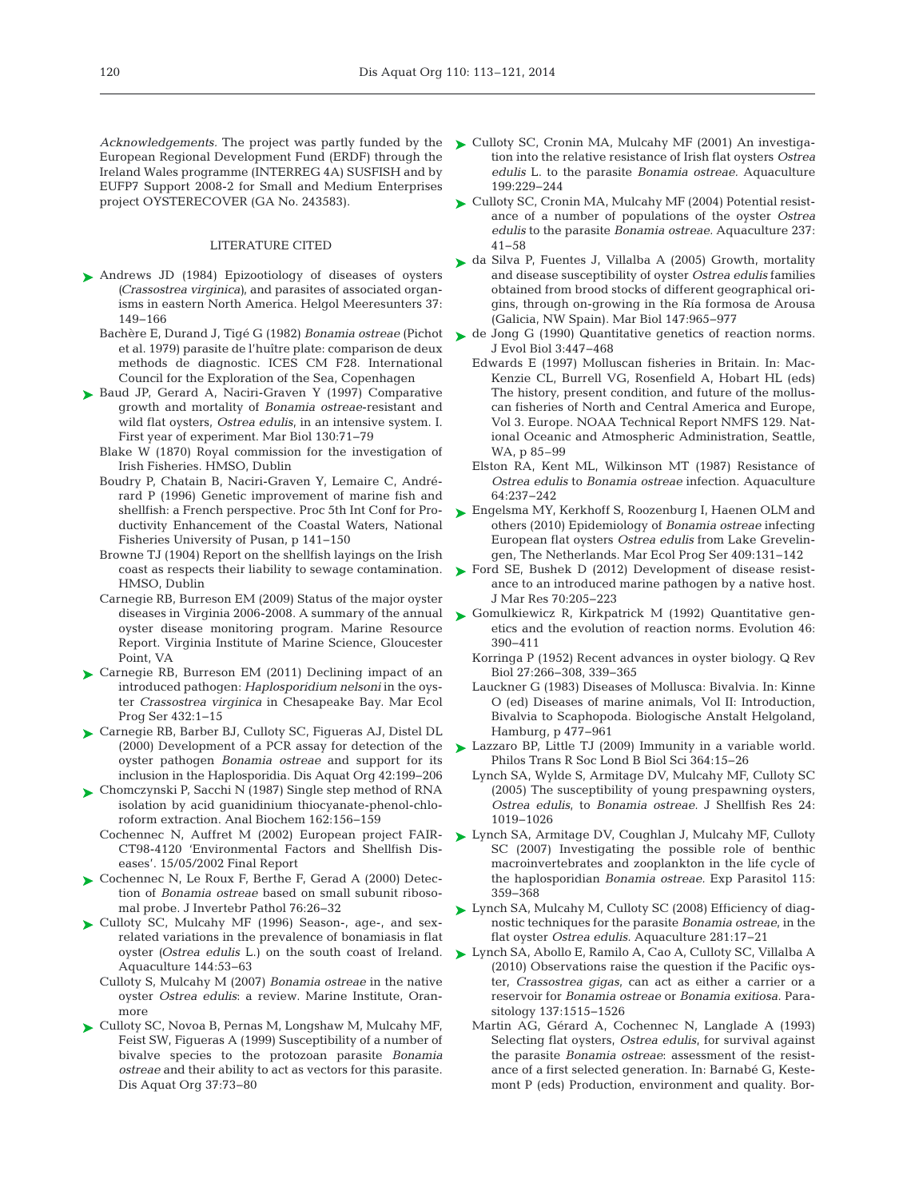*Acknowledgements*. The project was partly funded by the European Regional Development Fund (ERDF) through the Ireland Wales programme (INTERREG 4A) SUSFISH and by EUFP7 Support 2008-2 for Small and Medium Enterprises project OYSTERECOVER (GA No. 243583).

## LITERATURE CITED

- Andrews JD (1984) Epizootiology of diseases of oysters (*Crassostrea virginica*), and parasites of associated organisms in eastern North America. Helgol Meeresunters 37: 149–166
- Bachère E, Durand J, Tigé G (1982) *Bonamia ostreae* (Pichot et al. 1979) parasite de l'huître plate: comparison de deux methods de diagnostic. ICES CM F28. International Council for the Exploration of the Sea, Copenhagen
- Baud JP, Gerard A, Naciri-Graven Y (1997) Comparative growth and mortality of *Bonamia ostreae*-resistant and wild flat oysters, *Ostrea edulis*, in an intensive system. I. First year of experiment. Mar Biol 130:71–79
- Blake W (1870) Royal commission for the investigation of Irish Fisheries. HMSO, Dublin
- Boudry P, Chatain B, Naciri-Graven Y, Lemaire C, Andrérard P (1996) Genetic improvement of marine fish and shellfish: a French perspective. Proc 5th Int Conf for Productivity Enhancement of the Coastal Waters, National Fisheries University of Pusan, p 141–150
- Browne TJ (1904) Report on the shellfish layings on the Irish coast as respects their liability to sewage contamination. HMSO, Dublin
- Carnegie RB, Burreson EM (2009) Status of the major oyster diseases in Virginia 2006-2008. A summary of the annual oyster disease monitoring program. Marine Resource Report. Virginia Institute of Marine Science, Gloucester Point, VA
- Carnegie RB, Burreson EM (2011) Declining impact of an introduced pathogen: *Haplosporidium nelsoni* in the oyster *Crassostrea virginica* in Chesapeake Bay. Mar Ecol Prog Ser 432:1–15
- Carnegie RB, Barber BJ, Culloty SC, Figueras AJ, Distel DL (2000) Development of a PCR assay for detection of the oyster pathogen *Bonamia ostreae* and support for its inclusion in the Haplosporidia. Dis Aquat Org 42:199–206
- Chomczynski P, Sacchi N (1987) Single step method of RNA isolation by acid guanidinium thiocyanate-phenol-chloroform extraction. Anal Biochem 162:156–159
- Cochennec N, Auffret M (2002) European project FAIR-CT98-4120 'Environmental Factors and Shellfish Diseases'. 15/05/2002 Final Report
- Cochennec N, Le Roux F, Berthe F, Gerad A (2000) Detection of *Bonamia ostreae* based on small subunit ribosomal probe. J Invertebr Pathol 76:26–32
- Culloty SC, Mulcahy MF (1996) Season-, age-, and sex-related variations in the prevalence of bonamiasis in flat oyster (*Ostrea edulis* L.) on the south coast of Ireland. Aquaculture 144:53–63
- Culloty S, Mulcahy M (2007) *Bonamia ostreae* in the native oyster *Ostrea edulis*: a review. Marine Institute, Oranmore
- Culloty SC, Novoa B, Pernas M, Longshaw M, Mulcahy MF, Feist SW, Figueras A (1999) Susceptibility of a number of bivalve species to the protozoan parasite *Bonamia ostreae* and their ability to act as vectors for this parasite. Dis Aquat Org 37:73–80
- Culloty SC, Cronin MA, Mulcahy MF (2001) An investigation into the relative resistance of Irish flat oysters *Ostrea edulis* L. to the parasite *Bonamia ostreae*. Aquaculture 199:229–244
- Culloty SC, Cronin MA, Mulcahy MF (2004) Potential resistance of a number of populations of the oyster *Ostrea edulis* to the parasite *Bonamia ostreae*. Aquaculture 237: 41–58
- da Silva P, Fuentes J, Villalba A (2005) Growth, mortality and disease susceptibility of oyster *Ostrea edulis* families obtained from brood stocks of different geographical origins, through on-growing in the Ría formosa de Arousa (Galicia, NW Spain). Mar Biol 147:965–977
- de Jong G (1990) Quantitative genetics of reaction norms. J Evol Biol 3:447–468
- Edwards E (1997) Molluscan fisheries in Britain. In: MacKenzie CL, Burrell VG, Rosenfield A, Hobart HL (eds) The history, present condition, and future of the molluscan fisheries of North and Central America and Europe, Vol 3. Europe. NOAA Technical Report NMFS 129. National Oceanic and Atmospheric Administration, Seattle, WA, p 85–99
- Elston RA, Kent ML, Wilkinson MT (1987) Resistance of *Ostrea edulis* to *Bonamia ostreae* infection. Aquaculture 64:237–242
- Engelsma MY, Kerkhoff S, Roozenburg I, Haenen OLM and others (2010) Epidemiology of *Bonamia ostreae* infecting European flat oysters *Ostrea edulis* from Lake Grevelingen, The Netherlands. Mar Ecol Prog Ser 409:131–142
- Ford SE, Bushek D (2012) Development of disease resistance to an introduced marine pathogen by a native host. J Mar Res 70:205–223
- Gomulkiewicz R, Kirkpatrick M (1992) Quantitative genetics and the evolution of reaction norms. Evolution 46: 390–411
- Korringa P (1952) Recent advances in oyster biology. Q Rev Biol 27:266–308, 339–365
- Lauckner G (1983) Diseases of Mollusca: Bivalvia. In: Kinne O (ed) Diseases of marine animals, Vol II: Introduction, Bivalvia to Scaphopoda. Biologische Anstalt Helgoland, Hamburg, p 477–961
- Lazzaro BP, Little TJ (2009) Immunity in a variable world. Philos Trans R Soc Lond B Biol Sci 364:15–26
- Lynch SA, Wylde S, Armitage DV, Mulcahy MF, Culloty SC (2005) The susceptibility of young prespawning oysters, *Ostrea edulis*, to *Bonamia ostreae*. J Shellfish Res 24: 1019–1026
- Lynch SA, Armitage DV, Coughlan J, Mulcahy MF, Culloty SC (2007) Investigating the possible role of benthic macroinvertebrates and zooplankton in the life cycle of the haplosporidian *Bonamia ostreae*. Exp Parasitol 115: 359–368
- Lynch SA, Mulcahy M, Culloty SC (2008) Efficiency of diagnostic techniques for the parasite *Bonamia ostreae*, in the flat oyster *Ostrea edulis*. Aquaculture 281:17–21
- Lynch SA, Abollo E, Ramilo A, Cao A, Culloty SC, Villalba A (2010) Observations raise the question if the Pacific oyster, *Crassostrea gigas*, can act as either a carrier or a reservoir for *Bonamia ostreae* or *Bonamia exitiosa*. Parasitology 137:1515–1526
- Martin AG, Gérard A, Cochennec N, Langlade A (1993) Selecting flat oysters, *Ostrea edulis*, for survival against the parasite *Bonamia ostreae*: assessment of the resistance of a first selected generation. In: Barnabé G, Kestemont P (eds) Production, environment and quality. Bor-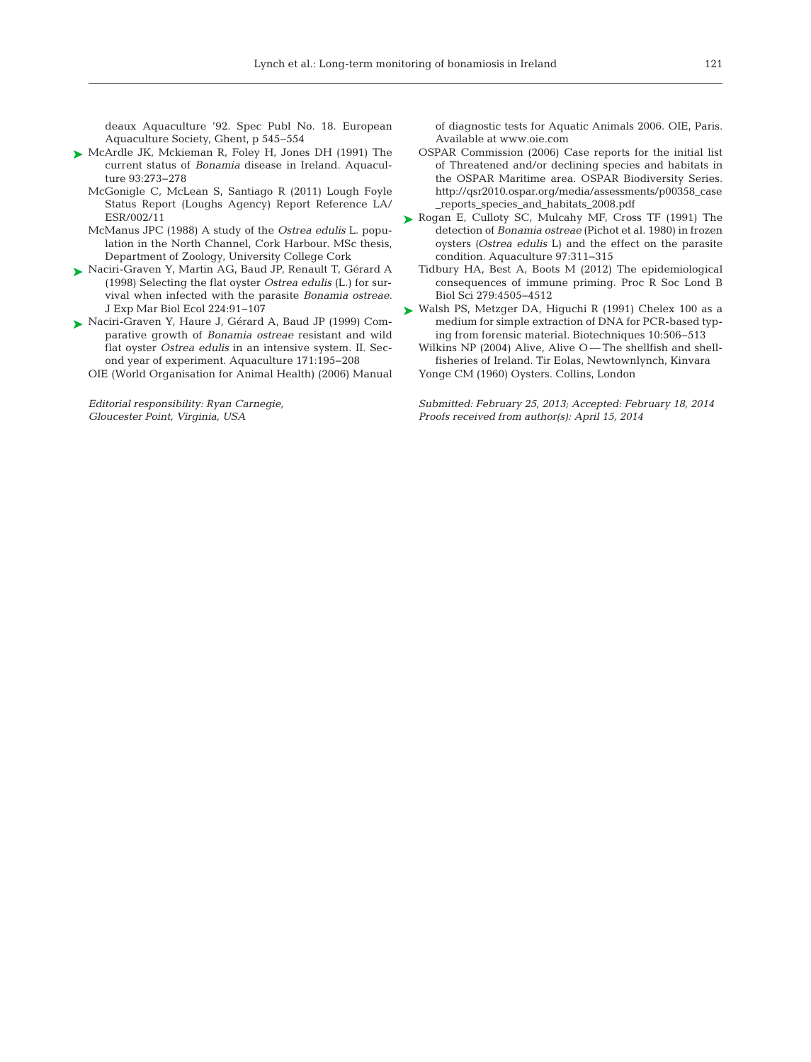deaux Aquaculture '92. Spec Publ No. 18. European Aquaculture Society, Ghent, p 545−554

McArdle JK, Mckieman R, Foley H, Jones DH (1991) The current status of *Bonamia* disease in Ireland. Aquaculture 93:273−278

McGonigle C, McLean S, Santiago R (2011) Lough Foyle Status Report (Loughs Agency) Report Reference LA/ESR/002/11

McManus JPC (1988) A study of the *Ostrea edulis* L. population in the North Channel, Cork Harbour. MSc thesis, Department of Zoology, University College Cork

Naciri-Graven Y, Martin AG, Baud JP, Renault T, Gérard A (1998) Selecting the flat oyster *Ostrea edulis* (L.) for survival when infected with the parasite *Bonamia ostreae*. J Exp Mar Biol Ecol 224:91−107

Naciri-Graven Y, Haure J, Gérard A, Baud JP (1999) Comparative growth of *Bonamia ostreae* resistant and wild flat oyster *Ostrea edulis* in an intensive system. II. Second year of experiment. Aquaculture 171:195−208

OIE (World Organisation for Animal Health) (2006) Manual of diagnostic tests for Aquatic Animals 2006. OIE, Paris. Available at www.oie.com

OSPAR Commission (2006) Case reports for the initial list of Threatened and/or declining species and habitats in the OSPAR Maritime area. OSPAR Biodiversity Series. http://qsr2010.ospar.org/media/assessments/p00358_case_reports_species_and_habitats_2008.pdf

Rogan E, Culloty SC, Mulcahy MF, Cross TF (1991) The detection of *Bonamia ostreae* (Pichot et al. 1980) in frozen oysters (*Ostrea edulis* L) and the effect on the parasite condition. Aquaculture 97:311−315

Tidbury HA, Best A, Boots M (2012) The epidemiological consequences of immune priming. Proc R Soc Lond B Biol Sci 279:4505−4512

Walsh PS, Metzger DA, Higuchi R (1991) Chelex 100 as a medium for simple extraction of DNA for PCR-based typing from forensic material. Biotechniques 10:506−513

Wilkins NP (2004) Alive, Alive O — The shellfish and shellfisheries of Ireland. Tir Eolas, Newtownlynch, Kinvara

Yonge CM (1960) Oysters. Collins, London

*Editorial responsibility: Ryan Carnegie, Gloucester Point, Virginia, USA*

*Submitted: February 25, 2013; Accepted: February 18, 2014*
*Proofs received from author(s): April 15, 2014*